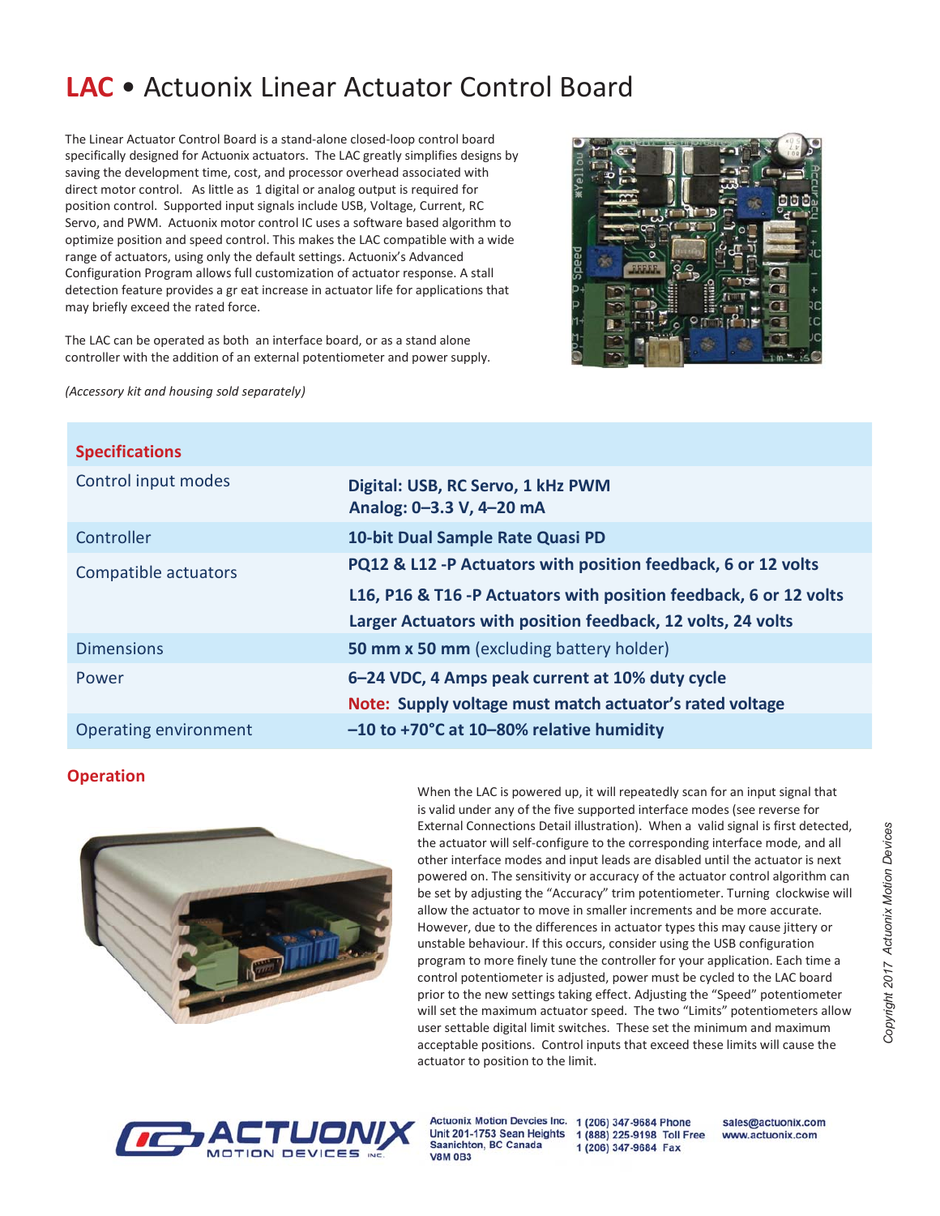# LAC • Actuonix Linear Actuator Control Board

The Linear Actuator Control Board is a stand-alone closed-loop control board specifically designed for Actuonix actuators. The LAC greatly simplifies designs by saving the development time, cost, and processor overhead associated with direct motor control. As little as 1 digital or analog output is required for position control. Supported input signals include USB, Voltage, Current, RC Servo, and PWM. Actuonix motor control IC uses a software based algorithm to optimize position and speed control. This makes the LAC compatible with a wide range of actuators, using only the default settings. Actuonix's Advanced Configuration Program allows full customization of actuator response. A stall detection feature provides a gr eat increase in actuator life for applications that may briefly exceed the rated force.

The LAC can be operated as both an interface board, or as a stand alone controller with the addition of an external potentiometer and power supply.

*(Accessory kit and housing sold separately)*

## Specifications

| | |
|---|---|
| Control input modes | **Digital: USB, RC Servo, 1 kHz PWM**<br>**Analog: 0–3.3 V, 4–20 mA** |
| Controller | **10-bit Dual Sample Rate Quasi PD** |
| Compatible actuators | **PQ12 & L12 -P Actuators with position feedback, 6 or 12 volts**<br>**L16, P16 & T16 -P Actuators with position feedback, 6 or 12 volts**<br>**Larger Actuators with position feedback, 12 volts, 24 volts** |
| Dimensions | **50 mm x 50 mm** (excluding battery holder) |
| Power | **6–24 VDC, 4 Amps peak current at 10% duty cycle**<br>**Note: Supply voltage must match actuator's rated voltage** |
| Operating environment | **–10 to +70°C at 10–80% relative humidity** |

## Operation

When the LAC is powered up, it will repeatedly scan for an input signal that is valid under any of the five supported interface modes (see reverse for External Connections Detail illustration). When a valid signal is first detected, the actuator will self-configure to the corresponding interface mode, and all other interface modes and input leads are disabled until the actuator is next powered on. The sensitivity or accuracy of the actuator control algorithm can be set by adjusting the "Accuracy" trim potentiometer. Turning clockwise will allow the actuator to move in smaller increments and be more accurate. However, due to the differences in actuator types this may cause jittery or unstable behaviour. If this occurs, consider using the USB configuration program to more finely tune the controller for your application. Each time a control potentiometer is adjusted, power must be cycled to the LAC board prior to the new settings taking effect. Adjusting the "Speed" potentiometer will set the maximum actuator speed. The two "Limits" potentiometers allow user settable digital limit switches. These set the minimum and maximum acceptable positions. Control inputs that exceed these limits will cause the actuator to position to the limit.

Copyright 2017 Actuonix Motion Devices

ACTUONIX MOTION DEVICES INC.

Actuonix Motion Devcies Inc.
Unit 201-1753 Sean Heights
Saanichton, BC Canada
V8M 0B3

1 (206) 347-9684 Phone
1 (888) 225-9198 Toll Free
1 (206) 347-9684 Fax

sales@actuonix.com
www.actuonix.com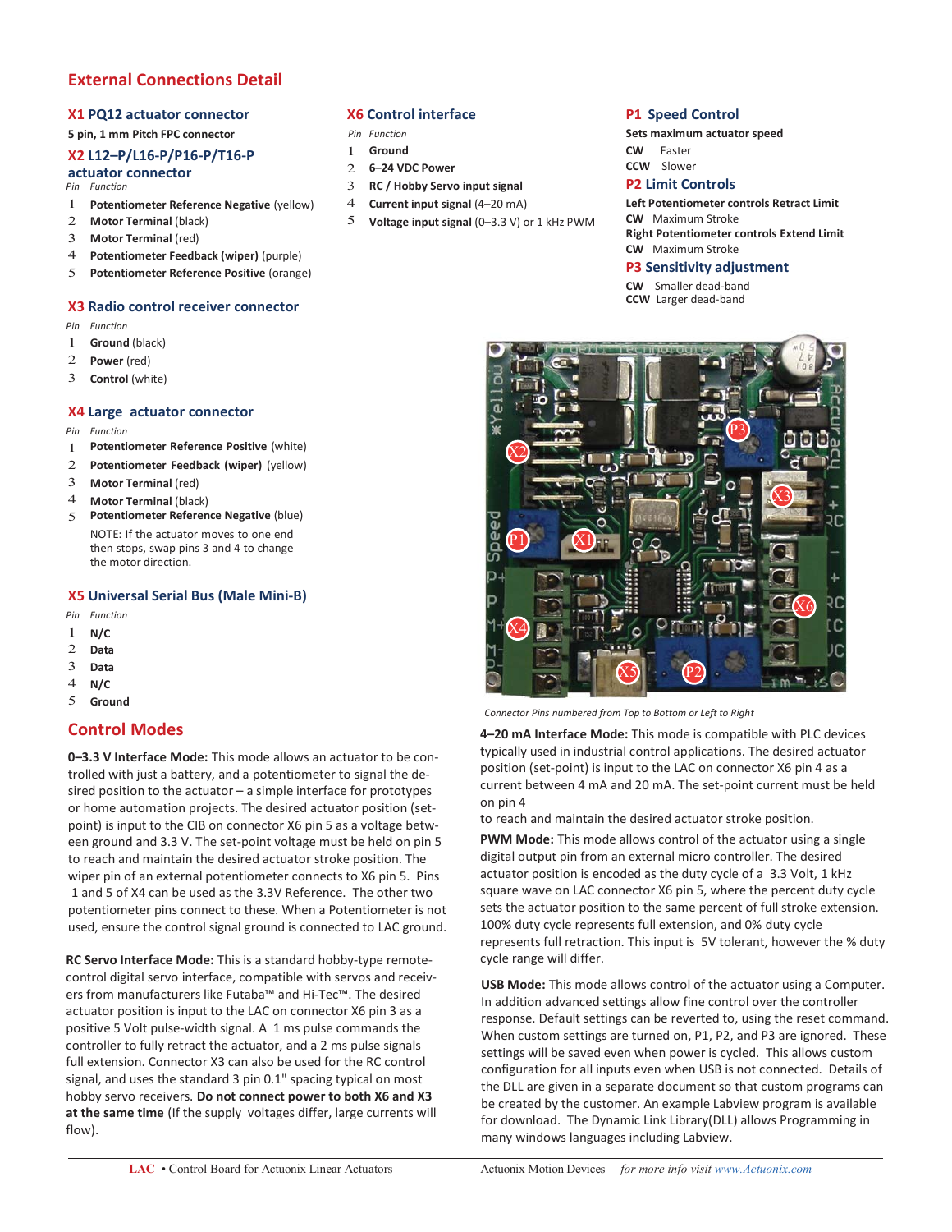## External Connections Detail

### X1 PQ12 actuator connector

**5 pin, 1 mm Pitch FPC connector**

### X2 L12–P/L16-P/P16-P/T16-P actuator connector

| Pin | Function |
| --- | --- |
| 1 | **Potentiometer Reference Negative** (yellow) |
| 2 | **Motor Terminal** (black) |
| 3 | **Motor Terminal** (red) |
| 4 | **Potentiometer Feedback (wiper)** (purple) |
| 5 | **Potentiometer Reference Positive** (orange) |

### X3 Radio control receiver connector

| Pin | Function |
| --- | --- |
| 1 | **Ground** (black) |
| 2 | **Power** (red) |
| 3 | **Control** (white) |

### X4 Large actuator connector

| Pin | Function |
| --- | --- |
| 1 | **Potentiometer Reference Positive** (white) |
| 2 | **Potentiometer Feedback (wiper)** (yellow) |
| 3 | **Motor Terminal** (red) |
| 4 | **Motor Terminal** (black) |
| 5 | **Potentiometer Reference Negative** (blue) |

NOTE: If the actuator moves to one end then stops, swap pins 3 and 4 to change the motor direction.

### X5 Universal Serial Bus (Male Mini-B)

| Pin | Function |
| --- | --- |
| 1 | **N/C** |
| 2 | **Data** |
| 3 | **Data** |
| 4 | **N/C** |
| 5 | **Ground** |

### X6 Control interface

| Pin | Function |
| --- | --- |
| 1 | **Ground** |
| 2 | **6–24 VDC Power** |
| 3 | **RC / Hobby Servo input signal** |
| 4 | **Current input signal** (4–20 mA) |
| 5 | **Voltage input signal** (0–3.3 V) or 1 kHz PWM |

### P1 Speed Control

**Sets maximum actuator speed**

**CW** Faster
**CCW** Slower

### P2 Limit Controls

**Left Potentiometer controls Retract Limit**
**CW** Maximum Stroke
**Right Potentiometer controls Extend Limit**
**CW** Maximum Stroke

### P3 Sensitivity adjustment

**CW** Smaller dead-band
**CCW** Larger dead-band

*Connector Pins numbered from Top to Bottom or Left to Right*

## Control Modes

**0–3.3 V Interface Mode:** This mode allows an actuator to be controlled with just a battery, and a potentiometer to signal the desired position to the actuator – a simple interface for prototypes or home automation projects. The desired actuator position (set-point) is input to the CIB on connector X6 pin 5 as a voltage between ground and 3.3 V. The set-point voltage must be held on pin 5 to reach and maintain the desired actuator stroke position. The wiper pin of an external potentiometer connects to X6 pin 5. Pins 1 and 5 of X4 can be used as the 3.3V Reference. The other two potentiometer pins connect to these. When a Potentiometer is not used, ensure the control signal ground is connected to LAC ground.

**RC Servo Interface Mode:** This is a standard hobby-type remote-control digital servo interface, compatible with servos and receivers from manufacturers like Futaba™ and Hi-Tec™. The desired actuator position is input to the LAC on connector X6 pin 3 as a positive 5 Volt pulse-width signal. A 1 ms pulse commands the controller to fully retract the actuator, and a 2 ms pulse signals full extension. Connector X3 can also be used for the RC control signal, and uses the standard 3 pin 0.1" spacing typical on most hobby servo receivers. **Do not connect power to both X6 and X3 at the same time** (If the supply voltages differ, large currents will flow).

**4–20 mA Interface Mode:** This mode is compatible with PLC devices typically used in industrial control applications. The desired actuator position (set-point) is input to the LAC on connector X6 pin 4 as a current between 4 mA and 20 mA. The set-point current must be held on pin 4
to reach and maintain the desired actuator stroke position.

**PWM Mode:** This mode allows control of the actuator using a single digital output pin from an external micro controller. The desired actuator position is encoded as the duty cycle of a 3.3 Volt, 1 kHz square wave on LAC connector X6 pin 5, where the percent duty cycle sets the actuator position to the same percent of full stroke extension. 100% duty cycle represents full extension, and 0% duty cycle represents full retraction. This input is 5V tolerant, however the % duty cycle range will differ.

**USB Mode:** This mode allows control of the actuator using a Computer. In addition advanced settings allow fine control over the controller response. Default settings can be reverted to, using the reset command. When custom settings are turned on, P1, P2, and P3 are ignored. These settings will be saved even when power is cycled. This allows custom configuration for all inputs even when USB is not connected. Details of the DLL are given in a separate document so that custom programs can be created by the customer. An example Labview program is available for download. The Dynamic Link Library(DLL) allows Programming in many windows languages including Labview.